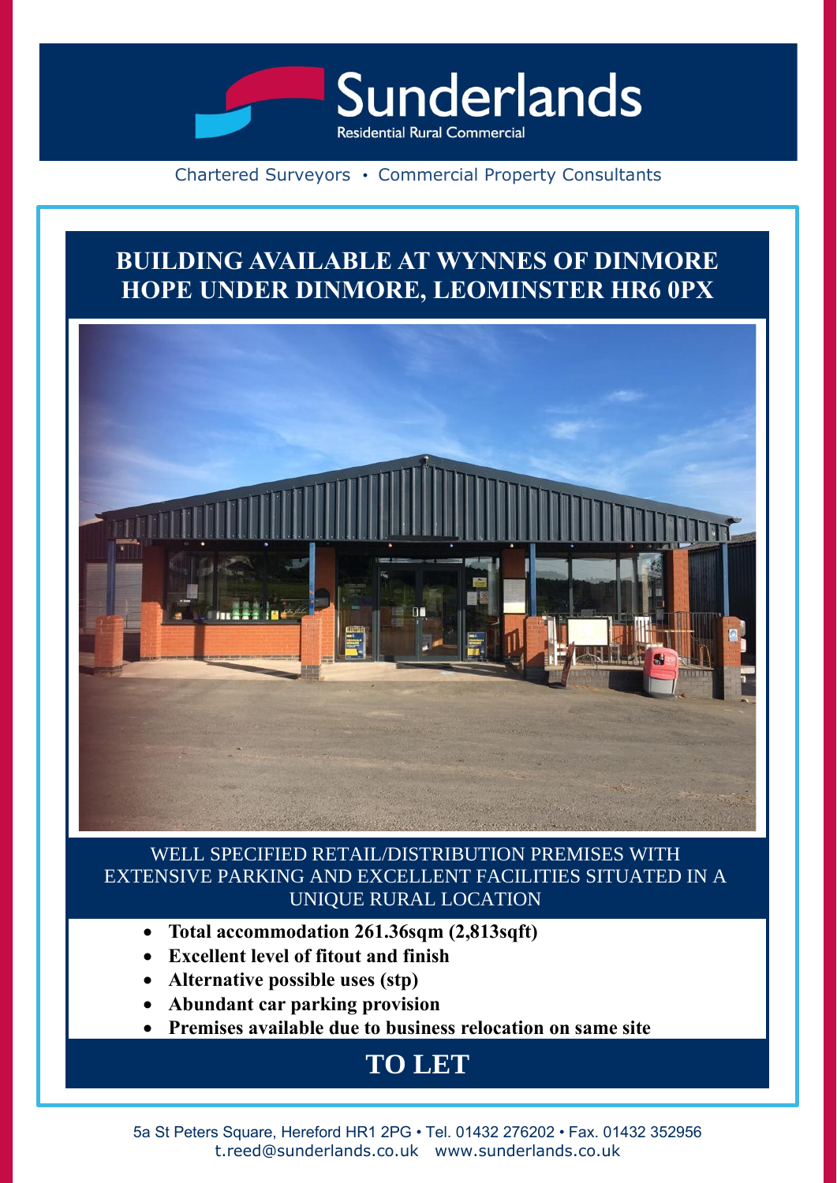Sunderlands

Residential Rural Commercial

Chartered Surveyors • Commercial Property Consultants

# BUILDING AVAILABLE AT WYNNES OF DINMORE HOPE UNDER DINMORE, LEOMINSTER HR6 0PX

WELL SPECIFIED RETAIL/DISTRIBUTION PREMISES WITH EXTENSIVE PARKING AND EXCELLENT FACILITIES SITUATED IN A UNIQUE RURAL LOCATION

- **Total accommodation 261.36sqm (2,813sqft)**
- **Excellent level of fitout and finish**
- **Alternative possible uses (stp)**
- **Abundant car parking provision**
- **Premises available due to business relocation on same site**

## TO LET

5a St Peters Square, Hereford HR1 2PG • Tel. 01432 276202 • Fax. 01432 352956
t.reed@sunderlands.co.uk www.sunderlands.co.uk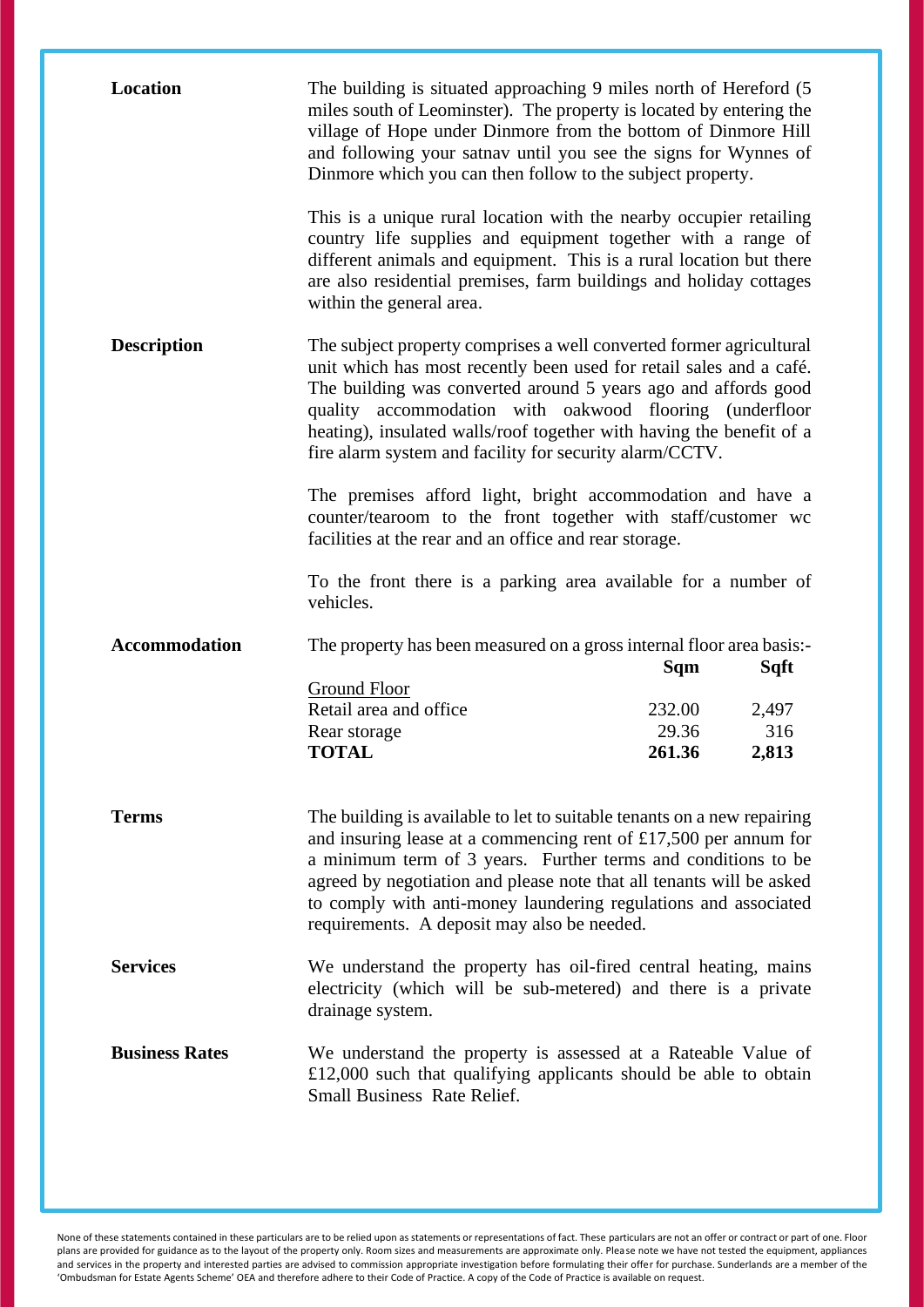## Location

The building is situated approaching 9 miles north of Hereford (5 miles south of Leominster). The property is located by entering the village of Hope under Dinmore from the bottom of Dinmore Hill and following your satnav until you see the signs for Wynnes of Dinmore which you can then follow to the subject property.

This is a unique rural location with the nearby occupier retailing country life supplies and equipment together with a range of different animals and equipment. This is a rural location but there are also residential premises, farm buildings and holiday cottages within the general area.

## Description

The subject property comprises a well converted former agricultural unit which has most recently been used for retail sales and a café. The building was converted around 5 years ago and affords good quality accommodation with oakwood flooring (underfloor heating), insulated walls/roof together with having the benefit of a fire alarm system and facility for security alarm/CCTV.

The premises afford light, bright accommodation and have a counter/tearoom to the front together with staff/customer wc facilities at the rear and an office and rear storage.

To the front there is a parking area available for a number of vehicles.

## Accommodation

The property has been measured on a gross internal floor area basis:-

| | Sqm | Sqft |
|---|---|---|
| Ground Floor | | |
| Retail area and office | 232.00 | 2,497 |
| Rear storage | 29.36 | 316 |
| **TOTAL** | **261.36** | **2,813** |

## Terms

The building is available to let to suitable tenants on a new repairing and insuring lease at a commencing rent of £17,500 per annum for a minimum term of 3 years. Further terms and conditions to be agreed by negotiation and please note that all tenants will be asked to comply with anti-money laundering regulations and associated requirements. A deposit may also be needed.

## Services

We understand the property has oil-fired central heating, mains electricity (which will be sub-metered) and there is a private drainage system.

## Business Rates

We understand the property is assessed at a Rateable Value of £12,000 such that qualifying applicants should be able to obtain Small Business Rate Relief.

None of these statements contained in these particulars are to be relied upon as statements or representations of fact. These particulars are not an offer or contract or part of one. Floor plans are provided for guidance as to the layout of the property only. Room sizes and measurements are approximate only. Please note we have not tested the equipment, appliances and services in the property and interested parties are advised to commission appropriate investigation before formulating their offer for purchase. Sunderlands are a member of the 'Ombudsman for Estate Agents Scheme' OEA and therefore adhere to their Code of Practice. A copy of the Code of Practice is available on request.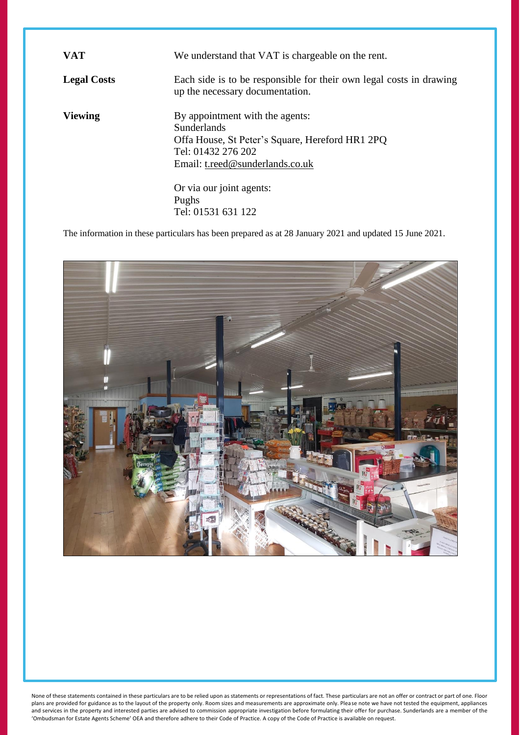| | |
|---|---|
| **VAT** | We understand that VAT is chargeable on the rent. |
| **Legal Costs** | Each side is to be responsible for their own legal costs in drawing up the necessary documentation. |
| **Viewing** | By appointment with the agents:<br>Sunderlands<br>Offa House, St Peter's Square, Hereford HR1 2PQ<br>Tel: 01432 276 202<br>Email: t.reed@sunderlands.co.uk<br><br>Or via our joint agents:<br>Pughs<br>Tel: 01531 631 122 |

The information in these particulars has been prepared as at 28 January 2021 and updated 15 June 2021.

None of these statements contained in these particulars are to be relied upon as statements or representations of fact. These particulars are not an offer or contract or part of one. Floor plans are provided for guidance as to the layout of the property only. Room sizes and measurements are approximate only. Please note we have not tested the equipment, appliances and services in the property and interested parties are advised to commission appropriate investigation before formulating their offer for purchase. Sunderlands are a member of the 'Ombudsman for Estate Agents Scheme' OEA and therefore adhere to their Code of Practice. A copy of the Code of Practice is available on request.